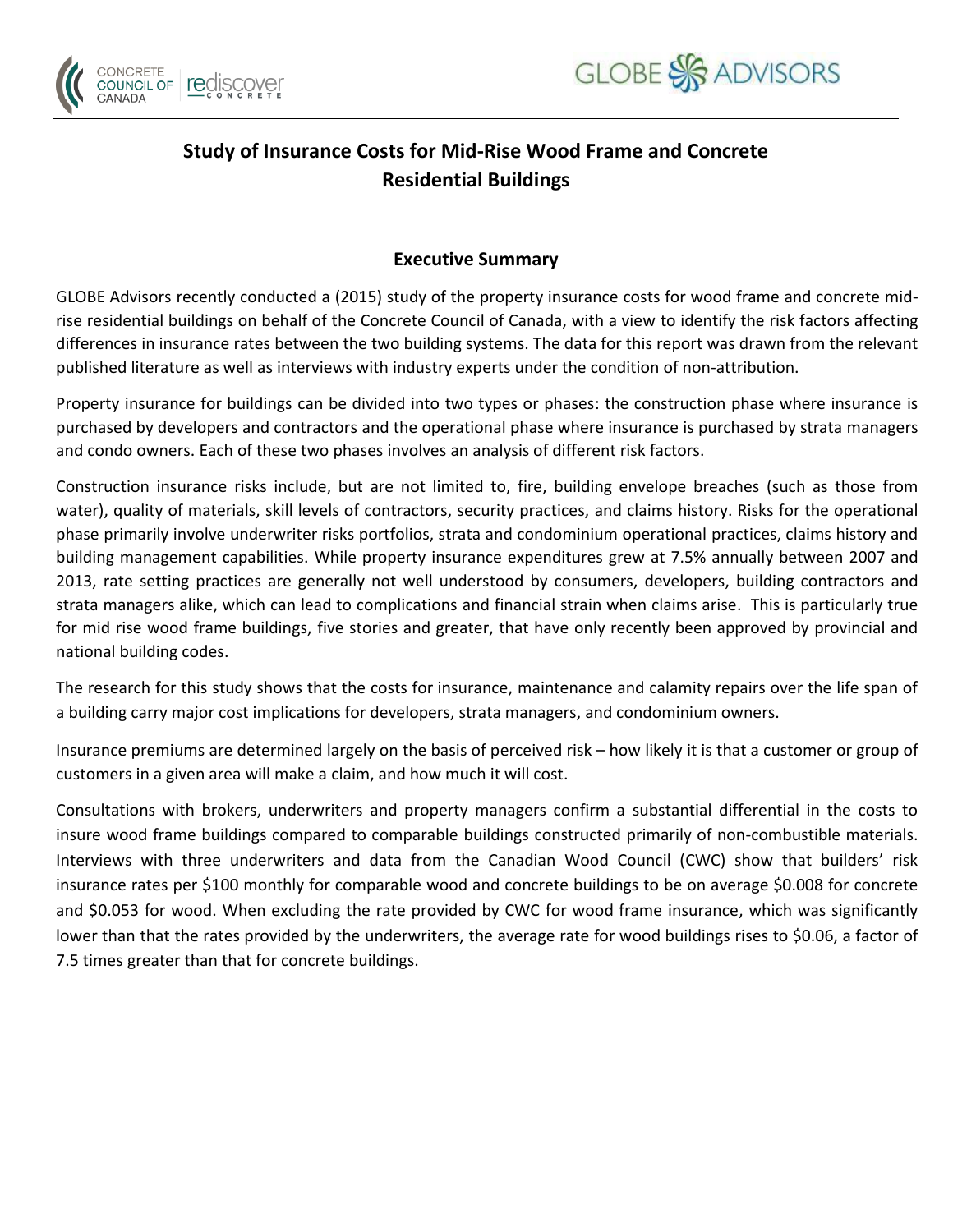# Study of Insurance Costs for Mid-Rise Wood Frame and Concrete Residential Buildings

## Executive Summary

GLOBE Advisors recently conducted a (2015) study of the property insurance costs for wood frame and concrete mid-rise residential buildings on behalf of the Concrete Council of Canada, with a view to identify the risk factors affecting differences in insurance rates between the two building systems. The data for this report was drawn from the relevant published literature as well as interviews with industry experts under the condition of non-attribution.

Property insurance for buildings can be divided into two types or phases: the construction phase where insurance is purchased by developers and contractors and the operational phase where insurance is purchased by strata managers and condo owners. Each of these two phases involves an analysis of different risk factors.

Construction insurance risks include, but are not limited to, fire, building envelope breaches (such as those from water), quality of materials, skill levels of contractors, security practices, and claims history. Risks for the operational phase primarily involve underwriter risks portfolios, strata and condominium operational practices, claims history and building management capabilities. While property insurance expenditures grew at 7.5% annually between 2007 and 2013, rate setting practices are generally not well understood by consumers, developers, building contractors and strata managers alike, which can lead to complications and financial strain when claims arise. This is particularly true for mid rise wood frame buildings, five stories and greater, that have only recently been approved by provincial and national building codes.

The research for this study shows that the costs for insurance, maintenance and calamity repairs over the life span of a building carry major cost implications for developers, strata managers, and condominium owners.

Insurance premiums are determined largely on the basis of perceived risk – how likely it is that a customer or group of customers in a given area will make a claim, and how much it will cost.

Consultations with brokers, underwriters and property managers confirm a substantial differential in the costs to insure wood frame buildings compared to comparable buildings constructed primarily of non-combustible materials. Interviews with three underwriters and data from the Canadian Wood Council (CWC) show that builders' risk insurance rates per $100 monthly for comparable wood and concrete buildings to be on average $0.008 for concrete and $0.053 for wood. When excluding the rate provided by CWC for wood frame insurance, which was significantly lower than that the rates provided by the underwriters, the average rate for wood buildings rises to $0.06, a factor of 7.5 times greater than that for concrete buildings.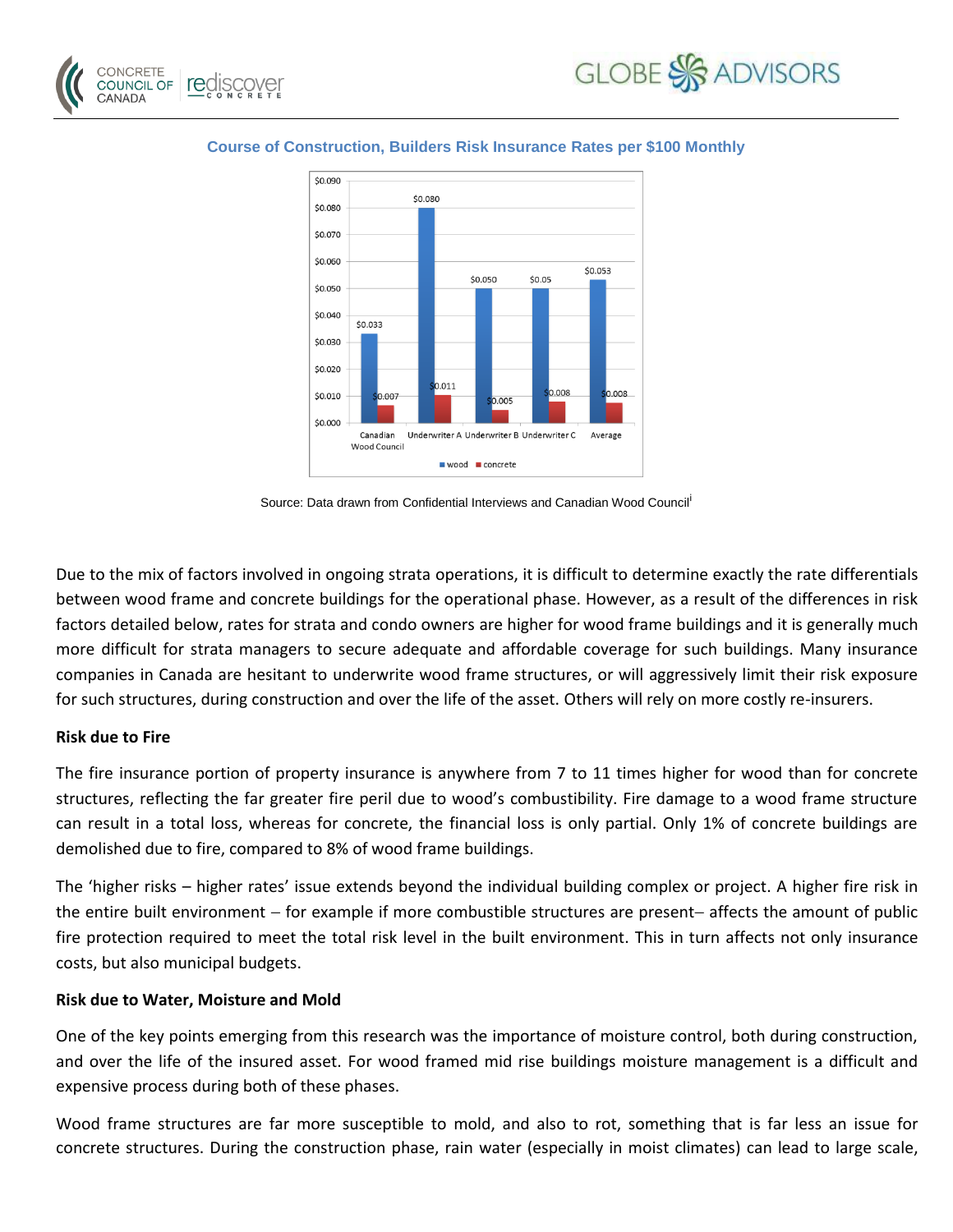**Course of Construction, Builders Risk Insurance Rates per $100 Monthly**

| | wood | concrete |
|---|---|---|
| Canadian Wood Council | $0.033 | $0.007 |
| Underwriter A | $0.080 | $0.011 |
| Underwriter B | $0.050 | $0.005 |
| Underwriter C | $0.05 | $0.008 |
| Average | $0.053 | $0.008 |

Source: Data drawn from Confidential Interviews and Canadian Wood Council[i]

Due to the mix of factors involved in ongoing strata operations, it is difficult to determine exactly the rate differentials between wood frame and concrete buildings for the operational phase. However, as a result of the differences in risk factors detailed below, rates for strata and condo owners are higher for wood frame buildings and it is generally much more difficult for strata managers to secure adequate and affordable coverage for such buildings. Many insurance companies in Canada are hesitant to underwrite wood frame structures, or will aggressively limit their risk exposure for such structures, during construction and over the life of the asset. Others will rely on more costly re-insurers.

**Risk due to Fire**

The fire insurance portion of property insurance is anywhere from 7 to 11 times higher for wood than for concrete structures, reflecting the far greater fire peril due to wood's combustibility. Fire damage to a wood frame structure can result in a total loss, whereas for concrete, the financial loss is only partial. Only 1% of concrete buildings are demolished due to fire, compared to 8% of wood frame buildings.

The 'higher risks – higher rates' issue extends beyond the individual building complex or project. A higher fire risk in the entire built environment – for example if more combustible structures are present– affects the amount of public fire protection required to meet the total risk level in the built environment. This in turn affects not only insurance costs, but also municipal budgets.

**Risk due to Water, Moisture and Mold**

One of the key points emerging from this research was the importance of moisture control, both during construction, and over the life of the insured asset. For wood framed mid rise buildings moisture management is a difficult and expensive process during both of these phases.

Wood frame structures are far more susceptible to mold, and also to rot, something that is far less an issue for concrete structures. During the construction phase, rain water (especially in moist climates) can lead to large scale,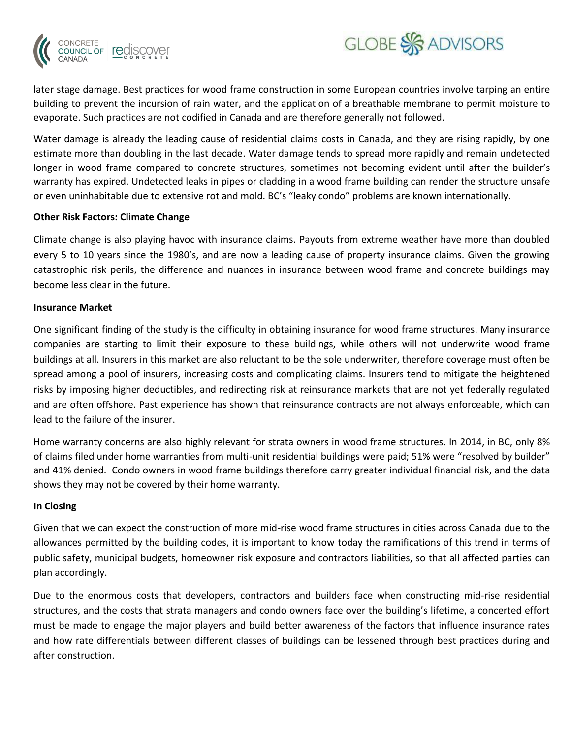later stage damage. Best practices for wood frame construction in some European countries involve tarping an entire building to prevent the incursion of rain water, and the application of a breathable membrane to permit moisture to evaporate. Such practices are not codified in Canada and are therefore generally not followed.

Water damage is already the leading cause of residential claims costs in Canada, and they are rising rapidly, by one estimate more than doubling in the last decade. Water damage tends to spread more rapidly and remain undetected longer in wood frame compared to concrete structures, sometimes not becoming evident until after the builder's warranty has expired. Undetected leaks in pipes or cladding in a wood frame building can render the structure unsafe or even uninhabitable due to extensive rot and mold. BC's "leaky condo" problems are known internationally.

**Other Risk Factors: Climate Change**

Climate change is also playing havoc with insurance claims. Payouts from extreme weather have more than doubled every 5 to 10 years since the 1980's, and are now a leading cause of property insurance claims. Given the growing catastrophic risk perils, the difference and nuances in insurance between wood frame and concrete buildings may become less clear in the future.

**Insurance Market**

One significant finding of the study is the difficulty in obtaining insurance for wood frame structures. Many insurance companies are starting to limit their exposure to these buildings, while others will not underwrite wood frame buildings at all. Insurers in this market are also reluctant to be the sole underwriter, therefore coverage must often be spread among a pool of insurers, increasing costs and complicating claims. Insurers tend to mitigate the heightened risks by imposing higher deductibles, and redirecting risk at reinsurance markets that are not yet federally regulated and are often offshore. Past experience has shown that reinsurance contracts are not always enforceable, which can lead to the failure of the insurer.

Home warranty concerns are also highly relevant for strata owners in wood frame structures. In 2014, in BC, only 8% of claims filed under home warranties from multi-unit residential buildings were paid; 51% were "resolved by builder" and 41% denied. Condo owners in wood frame buildings therefore carry greater individual financial risk, and the data shows they may not be covered by their home warranty.

**In Closing**

Given that we can expect the construction of more mid-rise wood frame structures in cities across Canada due to the allowances permitted by the building codes, it is important to know today the ramifications of this trend in terms of public safety, municipal budgets, homeowner risk exposure and contractors liabilities, so that all affected parties can plan accordingly.

Due to the enormous costs that developers, contractors and builders face when constructing mid-rise residential structures, and the costs that strata managers and condo owners face over the building's lifetime, a concerted effort must be made to engage the major players and build better awareness of the factors that influence insurance rates and how rate differentials between different classes of buildings can be lessened through best practices during and after construction.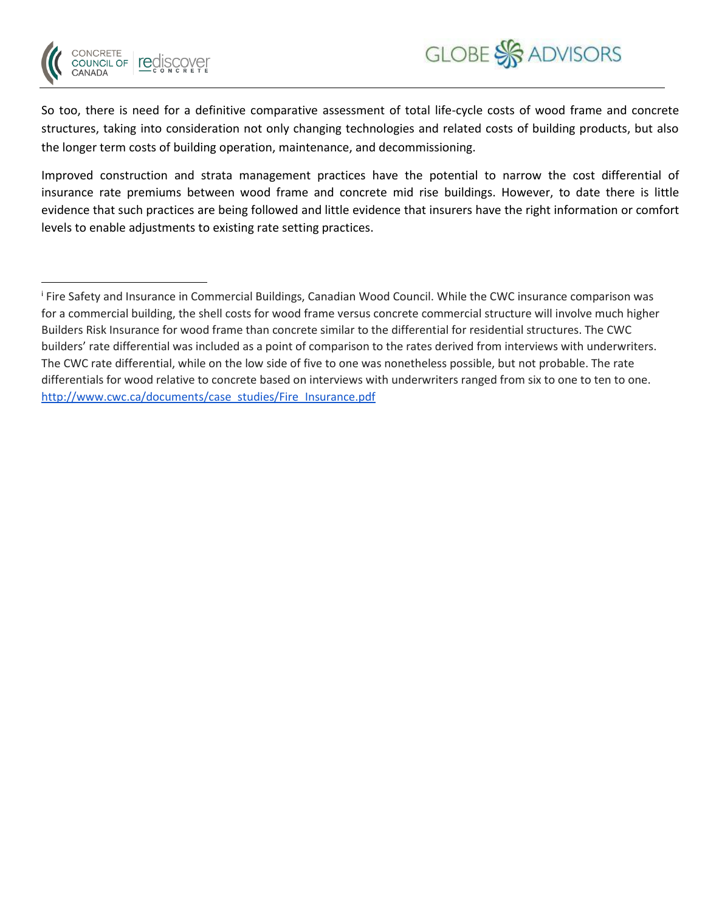So too, there is need for a definitive comparative assessment of total life-cycle costs of wood frame and concrete structures, taking into consideration not only changing technologies and related costs of building products, but also the longer term costs of building operation, maintenance, and decommissioning.

Improved construction and strata management practices have the potential to narrow the cost differential of insurance rate premiums between wood frame and concrete mid rise buildings. However, to date there is little evidence that such practices are being followed and little evidence that insurers have the right information or comfort levels to enable adjustments to existing rate setting practices.

---

[i] Fire Safety and Insurance in Commercial Buildings, Canadian Wood Council. While the CWC insurance comparison was for a commercial building, the shell costs for wood frame versus concrete commercial structure will involve much higher Builders Risk Insurance for wood frame than concrete similar to the differential for residential structures. The CWC builders' rate differential was included as a point of comparison to the rates derived from interviews with underwriters. The CWC rate differential, while on the low side of five to one was nonetheless possible, but not probable. The rate differentials for wood relative to concrete based on interviews with underwriters ranged from six to one to ten to one. http://www.cwc.ca/documents/case_studies/Fire_Insurance.pdf